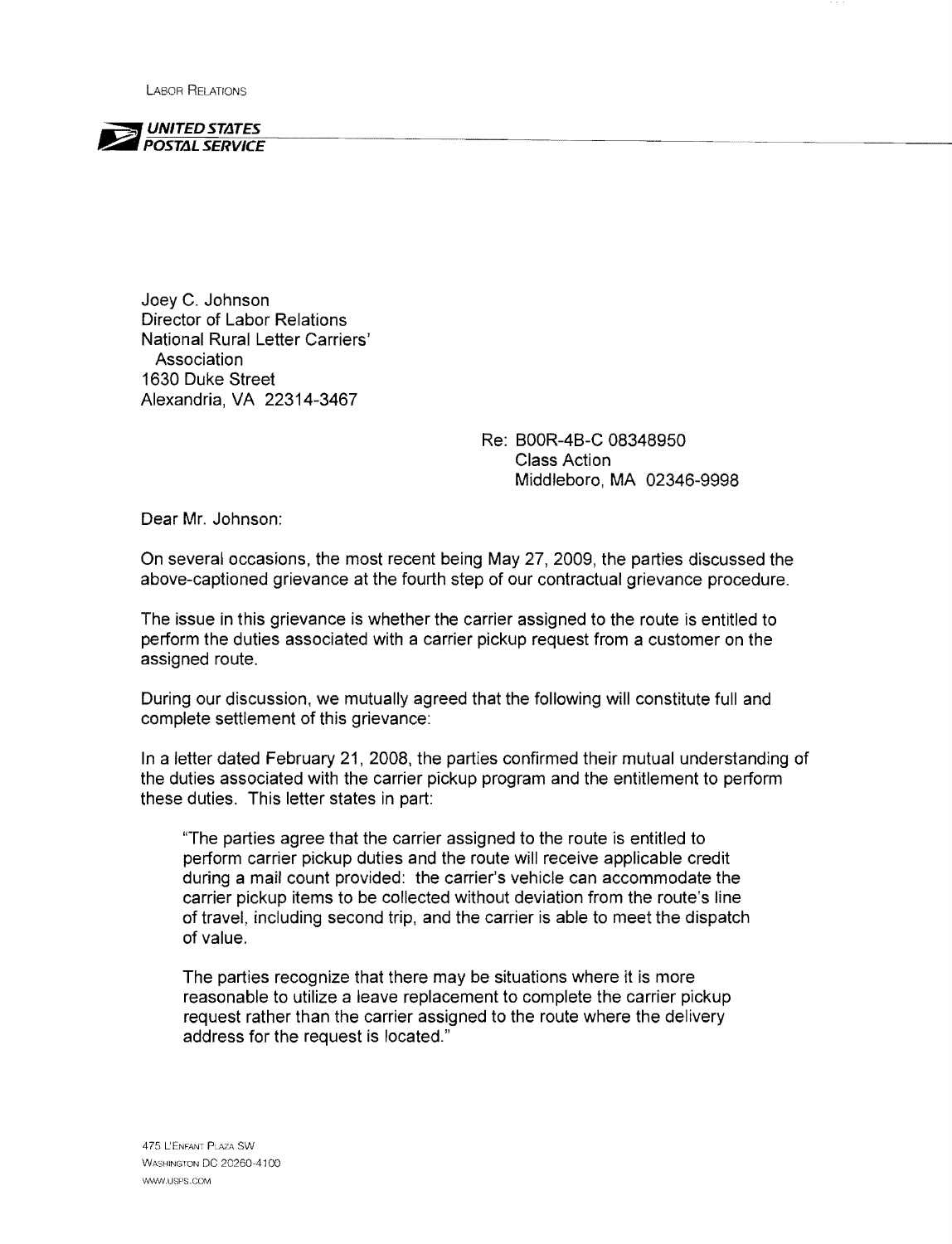LABOR RELATIONS

**UNITED STATES POSTAL SERVICE**

Joey C. Johnson
Director of Labor Relations
National Rural Letter Carriers' Association
1630 Duke Street
Alexandria, VA 22314-3467

Re: B00R-4B-C 08348950
Class Action
Middleboro, MA 02346-9998

Dear Mr. Johnson:

On several occasions, the most recent being May 27, 2009, the parties discussed the above-captioned grievance at the fourth step of our contractual grievance procedure.

The issue in this grievance is whether the carrier assigned to the route is entitled to perform the duties associated with a carrier pickup request from a customer on the assigned route.

During our discussion, we mutually agreed that the following will constitute full and complete settlement of this grievance:

In a letter dated February 21, 2008, the parties confirmed their mutual understanding of the duties associated with the carrier pickup program and the entitlement to perform these duties. This letter states in part:

> "The parties agree that the carrier assigned to the route is entitled to perform carrier pickup duties and the route will receive applicable credit during a mail count provided: the carrier's vehicle can accommodate the carrier pickup items to be collected without deviation from the route's line of travel, including second trip, and the carrier is able to meet the dispatch of value.
>
> The parties recognize that there may be situations where it is more reasonable to utilize a leave replacement to complete the carrier pickup request rather than the carrier assigned to the route where the delivery address for the request is located."

475 L'ENFANT PLAZA SW
WASHINGTON DC 20260-4100
WWW.USPS.COM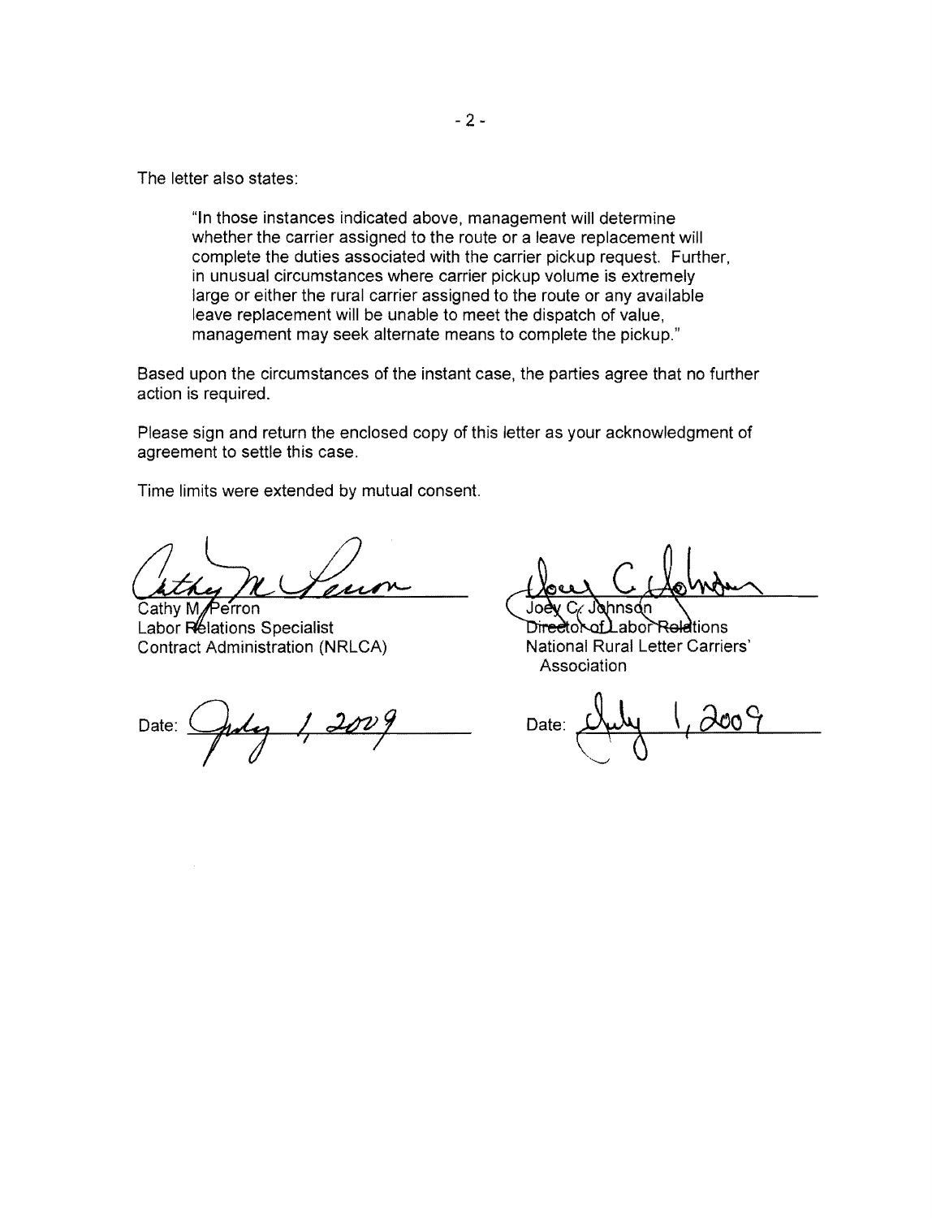The letter also states:

> "In those instances indicated above, management will determine whether the carrier assigned to the route or a leave replacement will complete the duties associated with the carrier pickup request. Further, in unusual circumstances where carrier pickup volume is extremely large or either the rural carrier assigned to the route or any available leave replacement will be unable to meet the dispatch of value, management may seek alternate means to complete the pickup."

Based upon the circumstances of the instant case, the parties agree that no further action is required.

Please sign and return the enclosed copy of this letter as your acknowledgment of agreement to settle this case.

Time limits were extended by mutual consent.

Cathy M. Perron
Labor Relations Specialist
Contract Administration (NRLCA)

Date: July 1, 2009

Joey C. Johnson
Director of Labor Relations
National Rural Letter Carriers' Association

Date: July 1, 2009